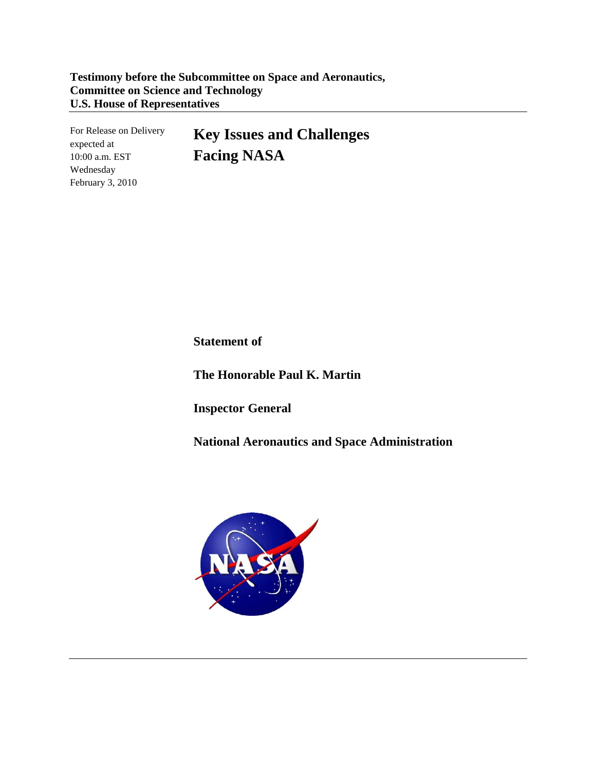**Testimony before the Subcommittee on Space and Aeronautics,**
**Committee on Science and Technology**
**U.S. House of Representatives**

For Release on Delivery
expected at
10:00 a.m. EST
Wednesday
February 3, 2010

# Key Issues and Challenges Facing NASA

**Statement of**

**The Honorable Paul K. Martin**

**Inspector General**

**National Aeronautics and Space Administration**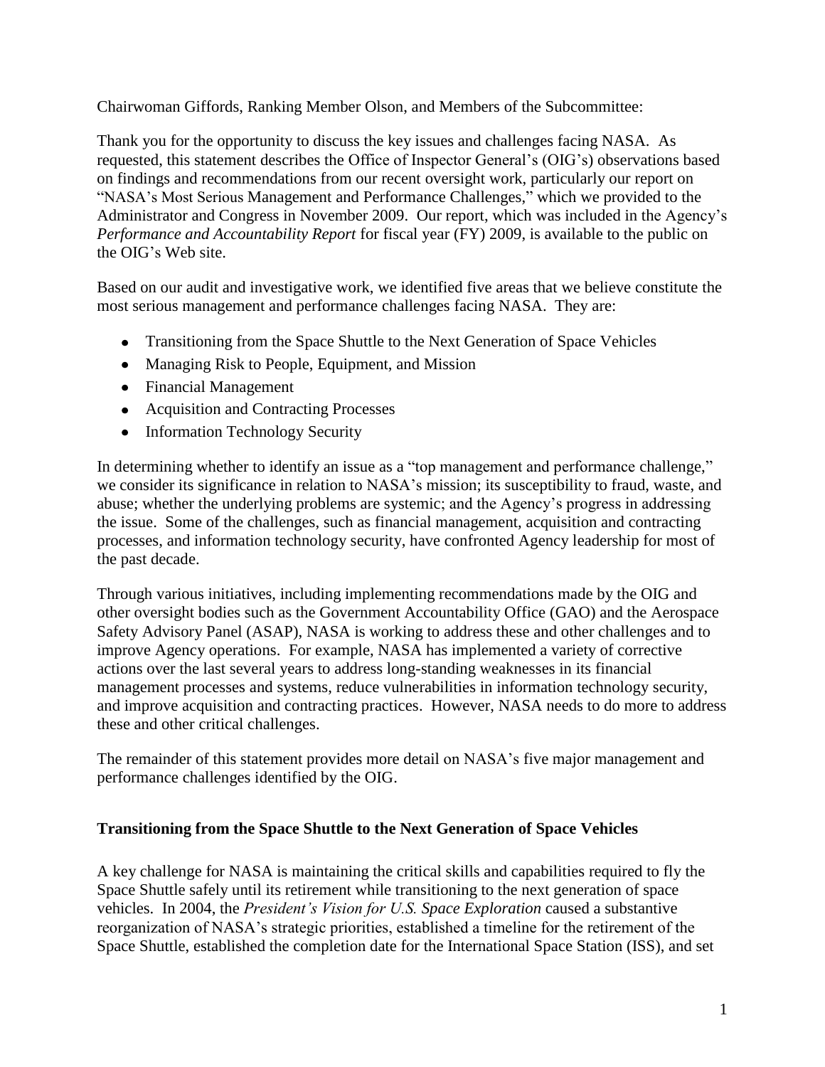Chairwoman Giffords, Ranking Member Olson, and Members of the Subcommittee:

Thank you for the opportunity to discuss the key issues and challenges facing NASA. As requested, this statement describes the Office of Inspector General's (OIG's) observations based on findings and recommendations from our recent oversight work, particularly our report on "NASA's Most Serious Management and Performance Challenges," which we provided to the Administrator and Congress in November 2009. Our report, which was included in the Agency's *Performance and Accountability Report* for fiscal year (FY) 2009, is available to the public on the OIG's Web site.

Based on our audit and investigative work, we identified five areas that we believe constitute the most serious management and performance challenges facing NASA. They are:

- Transitioning from the Space Shuttle to the Next Generation of Space Vehicles
- Managing Risk to People, Equipment, and Mission
- Financial Management
- Acquisition and Contracting Processes
- Information Technology Security

In determining whether to identify an issue as a "top management and performance challenge," we consider its significance in relation to NASA's mission; its susceptibility to fraud, waste, and abuse; whether the underlying problems are systemic; and the Agency's progress in addressing the issue. Some of the challenges, such as financial management, acquisition and contracting processes, and information technology security, have confronted Agency leadership for most of the past decade.

Through various initiatives, including implementing recommendations made by the OIG and other oversight bodies such as the Government Accountability Office (GAO) and the Aerospace Safety Advisory Panel (ASAP), NASA is working to address these and other challenges and to improve Agency operations. For example, NASA has implemented a variety of corrective actions over the last several years to address long-standing weaknesses in its financial management processes and systems, reduce vulnerabilities in information technology security, and improve acquisition and contracting practices. However, NASA needs to do more to address these and other critical challenges.

The remainder of this statement provides more detail on NASA's five major management and performance challenges identified by the OIG.

**Transitioning from the Space Shuttle to the Next Generation of Space Vehicles**

A key challenge for NASA is maintaining the critical skills and capabilities required to fly the Space Shuttle safely until its retirement while transitioning to the next generation of space vehicles. In 2004, the *President's Vision for U.S. Space Exploration* caused a substantive reorganization of NASA's strategic priorities, established a timeline for the retirement of the Space Shuttle, established the completion date for the International Space Station (ISS), and set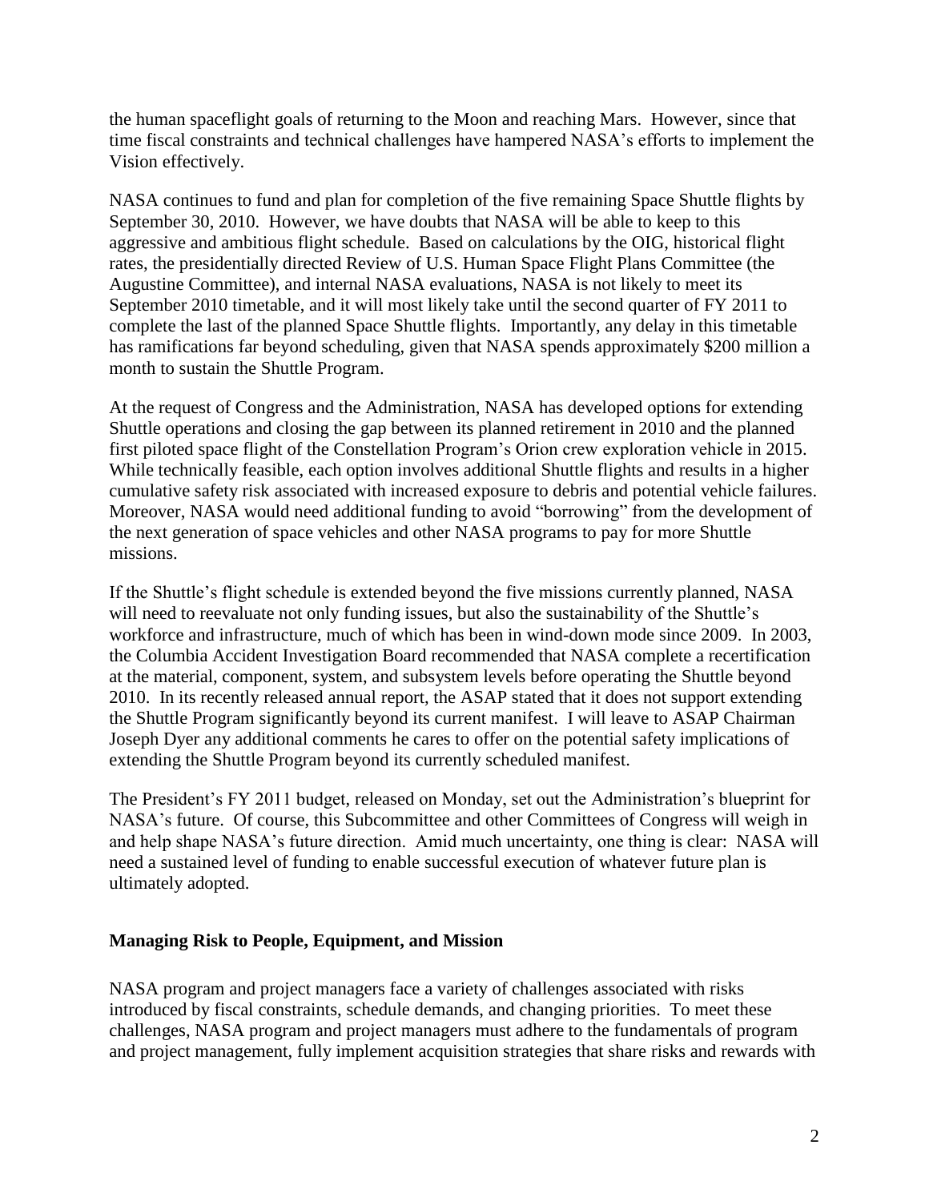the human spaceflight goals of returning to the Moon and reaching Mars. However, since that time fiscal constraints and technical challenges have hampered NASA's efforts to implement the Vision effectively.

NASA continues to fund and plan for completion of the five remaining Space Shuttle flights by September 30, 2010. However, we have doubts that NASA will be able to keep to this aggressive and ambitious flight schedule. Based on calculations by the OIG, historical flight rates, the presidentially directed Review of U.S. Human Space Flight Plans Committee (the Augustine Committee), and internal NASA evaluations, NASA is not likely to meet its September 2010 timetable, and it will most likely take until the second quarter of FY 2011 to complete the last of the planned Space Shuttle flights. Importantly, any delay in this timetable has ramifications far beyond scheduling, given that NASA spends approximately $200 million a month to sustain the Shuttle Program.

At the request of Congress and the Administration, NASA has developed options for extending Shuttle operations and closing the gap between its planned retirement in 2010 and the planned first piloted space flight of the Constellation Program's Orion crew exploration vehicle in 2015. While technically feasible, each option involves additional Shuttle flights and results in a higher cumulative safety risk associated with increased exposure to debris and potential vehicle failures. Moreover, NASA would need additional funding to avoid "borrowing" from the development of the next generation of space vehicles and other NASA programs to pay for more Shuttle missions.

If the Shuttle's flight schedule is extended beyond the five missions currently planned, NASA will need to reevaluate not only funding issues, but also the sustainability of the Shuttle's workforce and infrastructure, much of which has been in wind-down mode since 2009. In 2003, the Columbia Accident Investigation Board recommended that NASA complete a recertification at the material, component, system, and subsystem levels before operating the Shuttle beyond 2010. In its recently released annual report, the ASAP stated that it does not support extending the Shuttle Program significantly beyond its current manifest. I will leave to ASAP Chairman Joseph Dyer any additional comments he cares to offer on the potential safety implications of extending the Shuttle Program beyond its currently scheduled manifest.

The President's FY 2011 budget, released on Monday, set out the Administration's blueprint for NASA's future. Of course, this Subcommittee and other Committees of Congress will weigh in and help shape NASA's future direction. Amid much uncertainty, one thing is clear: NASA will need a sustained level of funding to enable successful execution of whatever future plan is ultimately adopted.

## Managing Risk to People, Equipment, and Mission

NASA program and project managers face a variety of challenges associated with risks introduced by fiscal constraints, schedule demands, and changing priorities. To meet these challenges, NASA program and project managers must adhere to the fundamentals of program and project management, fully implement acquisition strategies that share risks and rewards with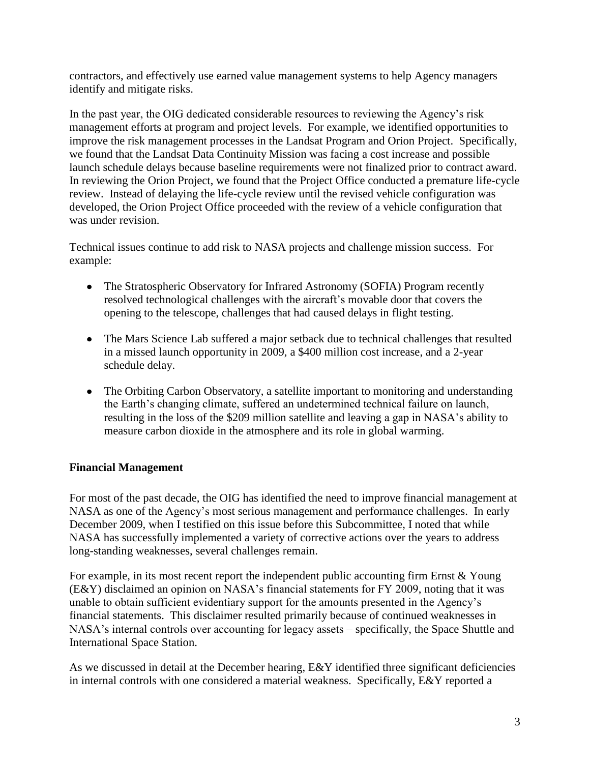contractors, and effectively use earned value management systems to help Agency managers identify and mitigate risks.

In the past year, the OIG dedicated considerable resources to reviewing the Agency's risk management efforts at program and project levels. For example, we identified opportunities to improve the risk management processes in the Landsat Program and Orion Project. Specifically, we found that the Landsat Data Continuity Mission was facing a cost increase and possible launch schedule delays because baseline requirements were not finalized prior to contract award. In reviewing the Orion Project, we found that the Project Office conducted a premature life-cycle review. Instead of delaying the life-cycle review until the revised vehicle configuration was developed, the Orion Project Office proceeded with the review of a vehicle configuration that was under revision.

Technical issues continue to add risk to NASA projects and challenge mission success. For example:

- The Stratospheric Observatory for Infrared Astronomy (SOFIA) Program recently resolved technological challenges with the aircraft's movable door that covers the opening to the telescope, challenges that had caused delays in flight testing.
- The Mars Science Lab suffered a major setback due to technical challenges that resulted in a missed launch opportunity in 2009, a $400 million cost increase, and a 2-year schedule delay.
- The Orbiting Carbon Observatory, a satellite important to monitoring and understanding the Earth's changing climate, suffered an undetermined technical failure on launch, resulting in the loss of the $209 million satellite and leaving a gap in NASA's ability to measure carbon dioxide in the atmosphere and its role in global warming.

**Financial Management**

For most of the past decade, the OIG has identified the need to improve financial management at NASA as one of the Agency's most serious management and performance challenges. In early December 2009, when I testified on this issue before this Subcommittee, I noted that while NASA has successfully implemented a variety of corrective actions over the years to address long-standing weaknesses, several challenges remain.

For example, in its most recent report the independent public accounting firm Ernst & Young (E&Y) disclaimed an opinion on NASA's financial statements for FY 2009, noting that it was unable to obtain sufficient evidentiary support for the amounts presented in the Agency's financial statements. This disclaimer resulted primarily because of continued weaknesses in NASA's internal controls over accounting for legacy assets – specifically, the Space Shuttle and International Space Station.

As we discussed in detail at the December hearing, E&Y identified three significant deficiencies in internal controls with one considered a material weakness. Specifically, E&Y reported a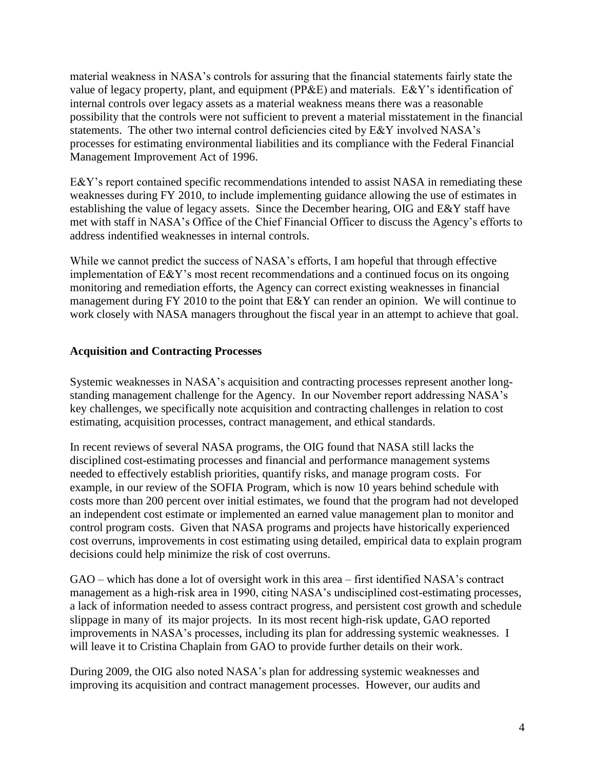material weakness in NASA's controls for assuring that the financial statements fairly state the value of legacy property, plant, and equipment (PP&E) and materials. E&Y's identification of internal controls over legacy assets as a material weakness means there was a reasonable possibility that the controls were not sufficient to prevent a material misstatement in the financial statements. The other two internal control deficiencies cited by E&Y involved NASA's processes for estimating environmental liabilities and its compliance with the Federal Financial Management Improvement Act of 1996.

E&Y's report contained specific recommendations intended to assist NASA in remediating these weaknesses during FY 2010, to include implementing guidance allowing the use of estimates in establishing the value of legacy assets. Since the December hearing, OIG and E&Y staff have met with staff in NASA's Office of the Chief Financial Officer to discuss the Agency's efforts to address indentified weaknesses in internal controls.

While we cannot predict the success of NASA's efforts, I am hopeful that through effective implementation of E&Y's most recent recommendations and a continued focus on its ongoing monitoring and remediation efforts, the Agency can correct existing weaknesses in financial management during FY 2010 to the point that E&Y can render an opinion. We will continue to work closely with NASA managers throughout the fiscal year in an attempt to achieve that goal.

**Acquisition and Contracting Processes**

Systemic weaknesses in NASA's acquisition and contracting processes represent another long-standing management challenge for the Agency. In our November report addressing NASA's key challenges, we specifically note acquisition and contracting challenges in relation to cost estimating, acquisition processes, contract management, and ethical standards.

In recent reviews of several NASA programs, the OIG found that NASA still lacks the disciplined cost-estimating processes and financial and performance management systems needed to effectively establish priorities, quantify risks, and manage program costs. For example, in our review of the SOFIA Program, which is now 10 years behind schedule with costs more than 200 percent over initial estimates, we found that the program had not developed an independent cost estimate or implemented an earned value management plan to monitor and control program costs. Given that NASA programs and projects have historically experienced cost overruns, improvements in cost estimating using detailed, empirical data to explain program decisions could help minimize the risk of cost overruns.

GAO – which has done a lot of oversight work in this area – first identified NASA's contract management as a high-risk area in 1990, citing NASA's undisciplined cost-estimating processes, a lack of information needed to assess contract progress, and persistent cost growth and schedule slippage in many of its major projects. In its most recent high-risk update, GAO reported improvements in NASA's processes, including its plan for addressing systemic weaknesses. I will leave it to Cristina Chaplain from GAO to provide further details on their work.

During 2009, the OIG also noted NASA's plan for addressing systemic weaknesses and improving its acquisition and contract management processes. However, our audits and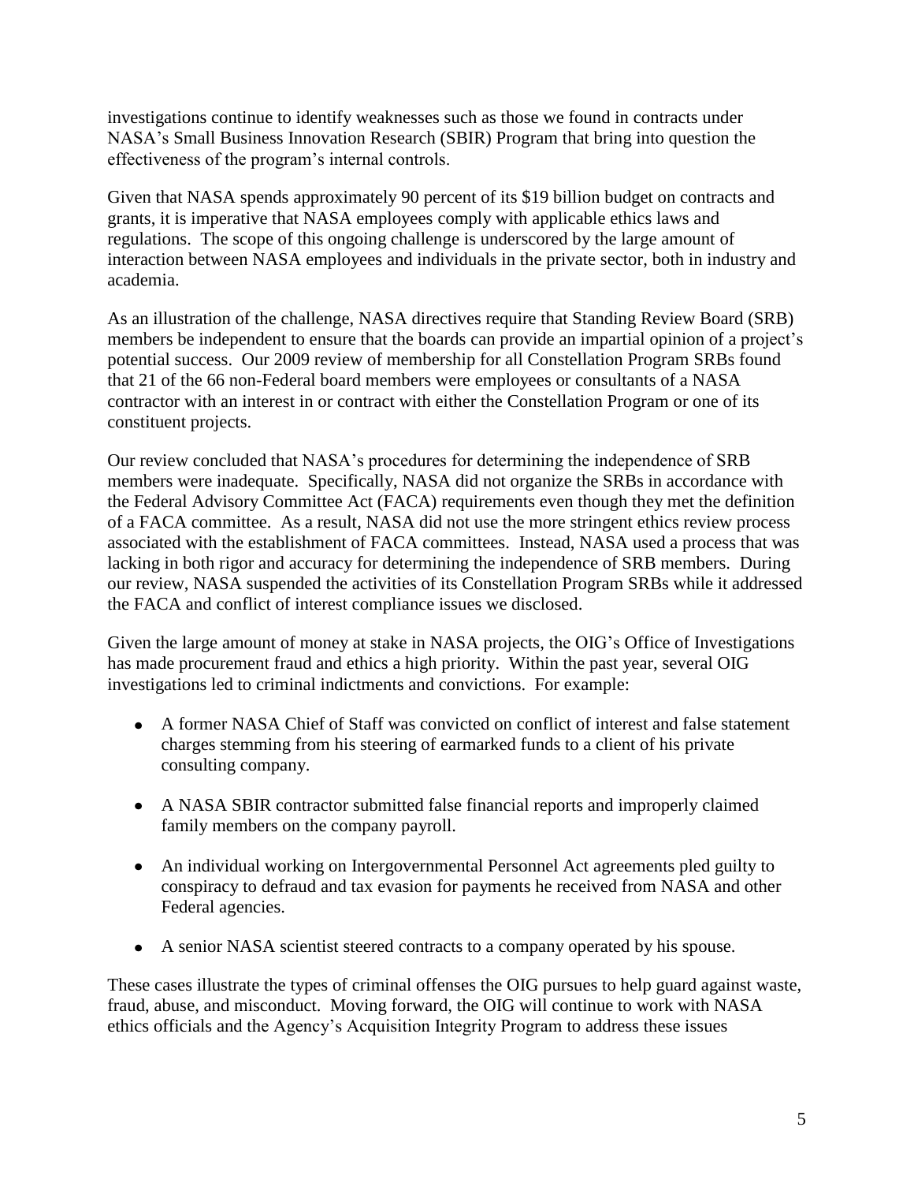investigations continue to identify weaknesses such as those we found in contracts under NASA's Small Business Innovation Research (SBIR) Program that bring into question the effectiveness of the program's internal controls.

Given that NASA spends approximately 90 percent of its $19 billion budget on contracts and grants, it is imperative that NASA employees comply with applicable ethics laws and regulations. The scope of this ongoing challenge is underscored by the large amount of interaction between NASA employees and individuals in the private sector, both in industry and academia.

As an illustration of the challenge, NASA directives require that Standing Review Board (SRB) members be independent to ensure that the boards can provide an impartial opinion of a project's potential success. Our 2009 review of membership for all Constellation Program SRBs found that 21 of the 66 non-Federal board members were employees or consultants of a NASA contractor with an interest in or contract with either the Constellation Program or one of its constituent projects.

Our review concluded that NASA's procedures for determining the independence of SRB members were inadequate. Specifically, NASA did not organize the SRBs in accordance with the Federal Advisory Committee Act (FACA) requirements even though they met the definition of a FACA committee. As a result, NASA did not use the more stringent ethics review process associated with the establishment of FACA committees. Instead, NASA used a process that was lacking in both rigor and accuracy for determining the independence of SRB members. During our review, NASA suspended the activities of its Constellation Program SRBs while it addressed the FACA and conflict of interest compliance issues we disclosed.

Given the large amount of money at stake in NASA projects, the OIG's Office of Investigations has made procurement fraud and ethics a high priority. Within the past year, several OIG investigations led to criminal indictments and convictions. For example:

- A former NASA Chief of Staff was convicted on conflict of interest and false statement charges stemming from his steering of earmarked funds to a client of his private consulting company.
- A NASA SBIR contractor submitted false financial reports and improperly claimed family members on the company payroll.
- An individual working on Intergovernmental Personnel Act agreements pled guilty to conspiracy to defraud and tax evasion for payments he received from NASA and other Federal agencies.
- A senior NASA scientist steered contracts to a company operated by his spouse.

These cases illustrate the types of criminal offenses the OIG pursues to help guard against waste, fraud, abuse, and misconduct. Moving forward, the OIG will continue to work with NASA ethics officials and the Agency's Acquisition Integrity Program to address these issues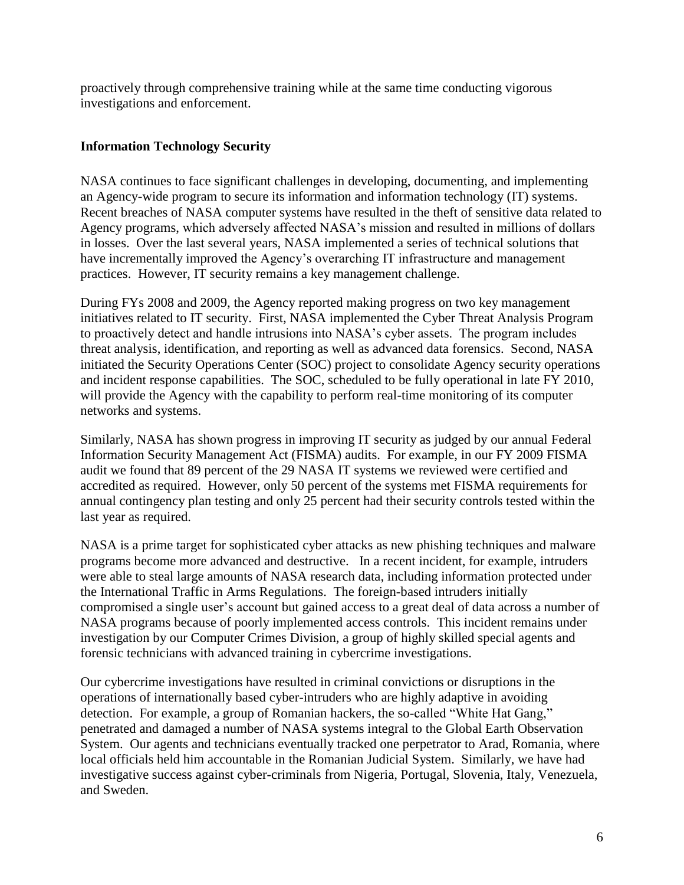proactively through comprehensive training while at the same time conducting vigorous investigations and enforcement.

## Information Technology Security

NASA continues to face significant challenges in developing, documenting, and implementing an Agency-wide program to secure its information and information technology (IT) systems. Recent breaches of NASA computer systems have resulted in the theft of sensitive data related to Agency programs, which adversely affected NASA's mission and resulted in millions of dollars in losses. Over the last several years, NASA implemented a series of technical solutions that have incrementally improved the Agency's overarching IT infrastructure and management practices. However, IT security remains a key management challenge.

During FYs 2008 and 2009, the Agency reported making progress on two key management initiatives related to IT security. First, NASA implemented the Cyber Threat Analysis Program to proactively detect and handle intrusions into NASA's cyber assets. The program includes threat analysis, identification, and reporting as well as advanced data forensics. Second, NASA initiated the Security Operations Center (SOC) project to consolidate Agency security operations and incident response capabilities. The SOC, scheduled to be fully operational in late FY 2010, will provide the Agency with the capability to perform real-time monitoring of its computer networks and systems.

Similarly, NASA has shown progress in improving IT security as judged by our annual Federal Information Security Management Act (FISMA) audits. For example, in our FY 2009 FISMA audit we found that 89 percent of the 29 NASA IT systems we reviewed were certified and accredited as required. However, only 50 percent of the systems met FISMA requirements for annual contingency plan testing and only 25 percent had their security controls tested within the last year as required.

NASA is a prime target for sophisticated cyber attacks as new phishing techniques and malware programs become more advanced and destructive. In a recent incident, for example, intruders were able to steal large amounts of NASA research data, including information protected under the International Traffic in Arms Regulations. The foreign-based intruders initially compromised a single user's account but gained access to a great deal of data across a number of NASA programs because of poorly implemented access controls. This incident remains under investigation by our Computer Crimes Division, a group of highly skilled special agents and forensic technicians with advanced training in cybercrime investigations.

Our cybercrime investigations have resulted in criminal convictions or disruptions in the operations of internationally based cyber-intruders who are highly adaptive in avoiding detection. For example, a group of Romanian hackers, the so-called "White Hat Gang," penetrated and damaged a number of NASA systems integral to the Global Earth Observation System. Our agents and technicians eventually tracked one perpetrator to Arad, Romania, where local officials held him accountable in the Romanian Judicial System. Similarly, we have had investigative success against cyber-criminals from Nigeria, Portugal, Slovenia, Italy, Venezuela, and Sweden.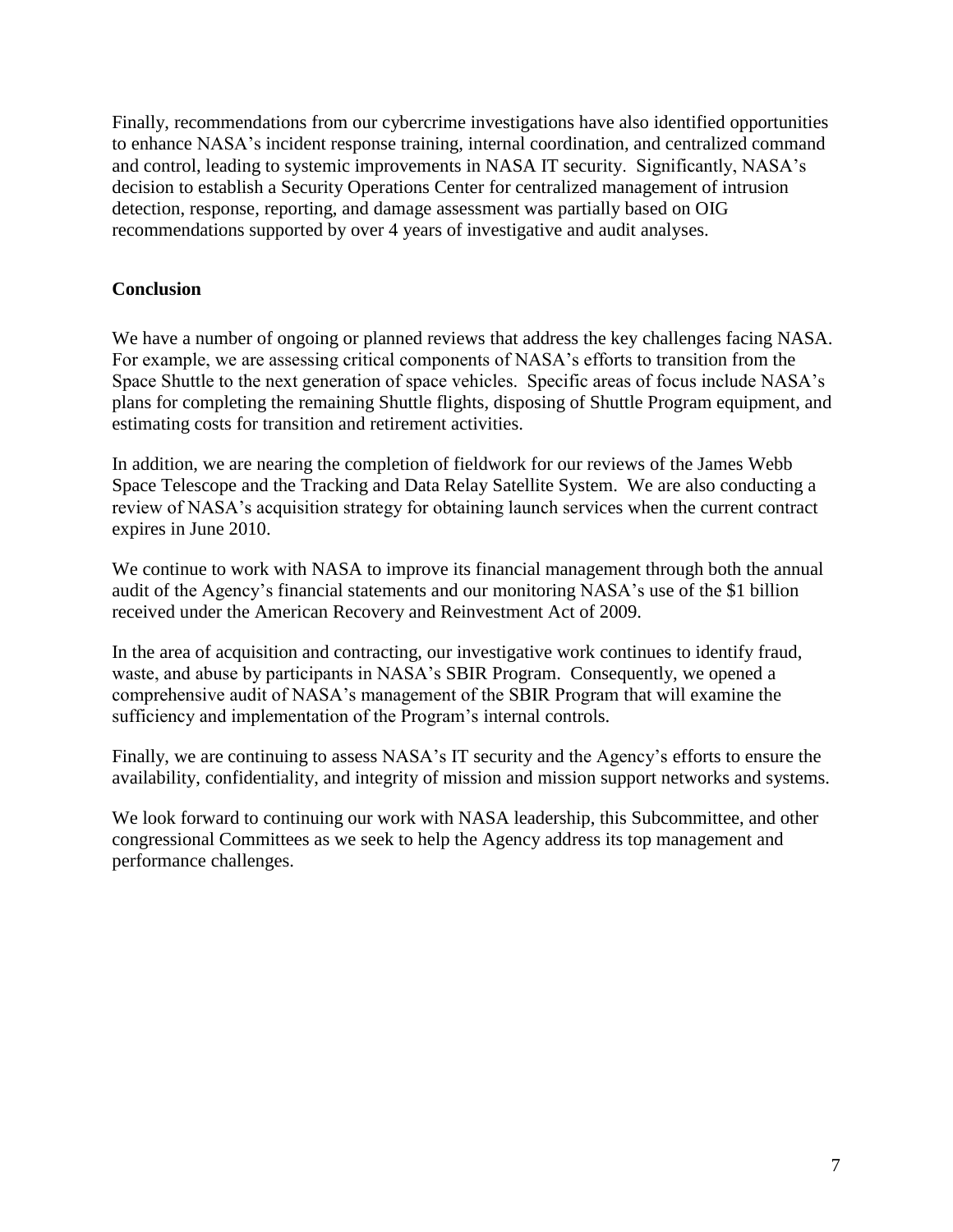Finally, recommendations from our cybercrime investigations have also identified opportunities to enhance NASA's incident response training, internal coordination, and centralized command and control, leading to systemic improvements in NASA IT security. Significantly, NASA's decision to establish a Security Operations Center for centralized management of intrusion detection, response, reporting, and damage assessment was partially based on OIG recommendations supported by over 4 years of investigative and audit analyses.

## Conclusion

We have a number of ongoing or planned reviews that address the key challenges facing NASA. For example, we are assessing critical components of NASA's efforts to transition from the Space Shuttle to the next generation of space vehicles. Specific areas of focus include NASA's plans for completing the remaining Shuttle flights, disposing of Shuttle Program equipment, and estimating costs for transition and retirement activities.

In addition, we are nearing the completion of fieldwork for our reviews of the James Webb Space Telescope and the Tracking and Data Relay Satellite System. We are also conducting a review of NASA's acquisition strategy for obtaining launch services when the current contract expires in June 2010.

We continue to work with NASA to improve its financial management through both the annual audit of the Agency's financial statements and our monitoring NASA's use of the $1 billion received under the American Recovery and Reinvestment Act of 2009.

In the area of acquisition and contracting, our investigative work continues to identify fraud, waste, and abuse by participants in NASA's SBIR Program. Consequently, we opened a comprehensive audit of NASA's management of the SBIR Program that will examine the sufficiency and implementation of the Program's internal controls.

Finally, we are continuing to assess NASA's IT security and the Agency's efforts to ensure the availability, confidentiality, and integrity of mission and mission support networks and systems.

We look forward to continuing our work with NASA leadership, this Subcommittee, and other congressional Committees as we seek to help the Agency address its top management and performance challenges.